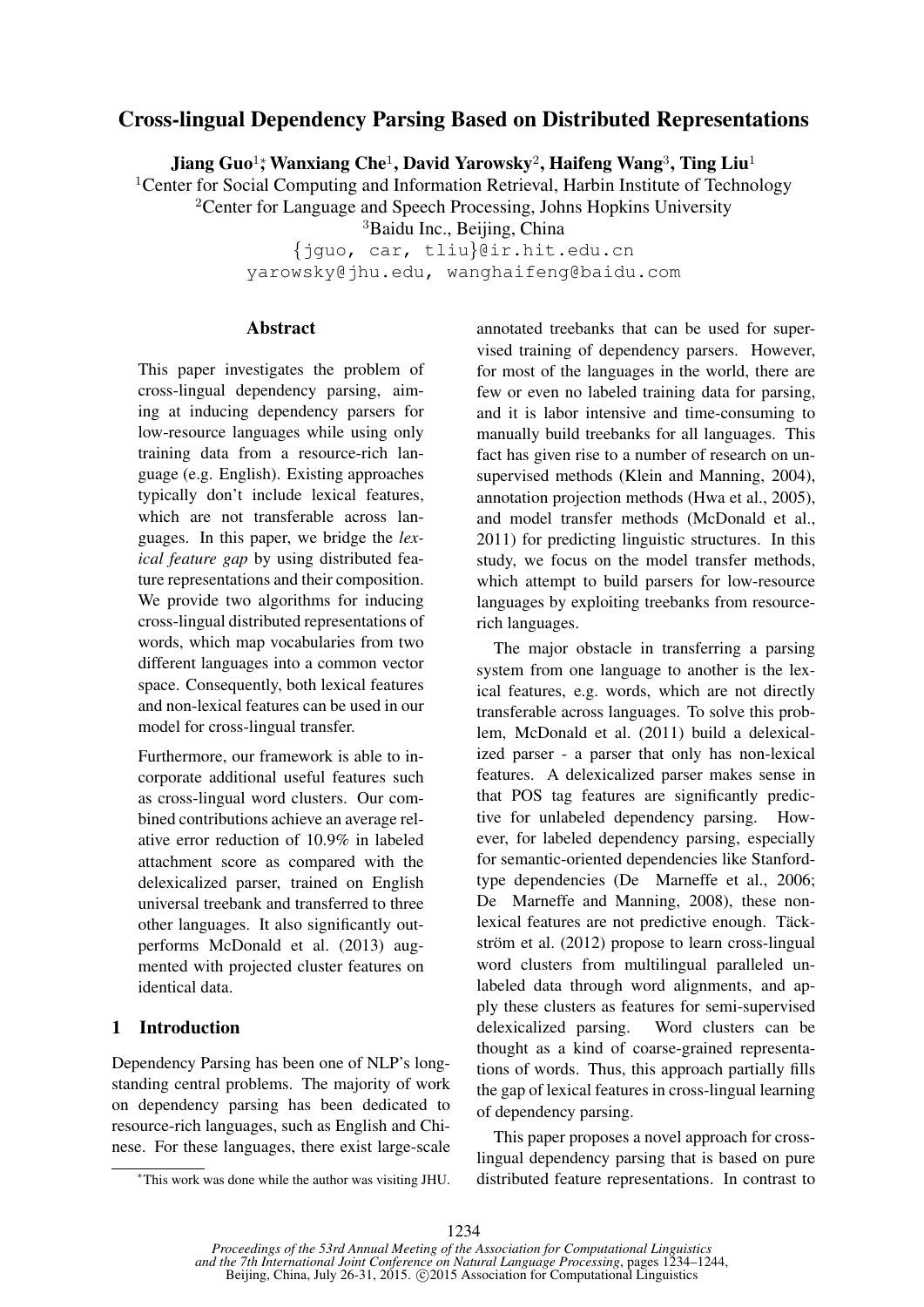# Cross-lingual Dependency Parsing Based on Distributed Representations

**Jiang Guo[1]*, Wanxiang Che[1], David Yarowsky[2], Haifeng Wang[3], Ting Liu[1]**

[1]Center for Social Computing and Information Retrieval, Harbin Institute of Technology
[2]Center for Language and Speech Processing, Johns Hopkins University
[3]Baidu Inc., Beijing, China

{jguo, car, tliu}@ir.hit.edu.cn
yarowsky@jhu.edu, wanghaifeng@baidu.com

## Abstract

This paper investigates the problem of cross-lingual dependency parsing, aiming at inducing dependency parsers for low-resource languages while using only training data from a resource-rich language (e.g. English). Existing approaches typically don't include lexical features, which are not transferable across languages. In this paper, we bridge the *lexical feature gap* by using distributed feature representations and their composition. We provide two algorithms for inducing cross-lingual distributed representations of words, which map vocabularies from two different languages into a common vector space. Consequently, both lexical features and non-lexical features can be used in our model for cross-lingual transfer.

Furthermore, our framework is able to incorporate additional useful features such as cross-lingual word clusters. Our combined contributions achieve an average relative error reduction of 10.9% in labeled attachment score as compared with the delexicalized parser, trained on English universal treebank and transferred to three other languages. It also significantly outperforms McDonald et al. (2013) augmented with projected cluster features on identical data.

## 1 Introduction

Dependency Parsing has been one of NLP's long-standing central problems. The majority of work on dependency parsing has been dedicated to resource-rich languages, such as English and Chinese. For these languages, there exist large-scale annotated treebanks that can be used for supervised training of dependency parsers. However, for most of the languages in the world, there are few or even no labeled training data for parsing, and it is labor intensive and time-consuming to manually build treebanks for all languages. This fact has given rise to a number of research on unsupervised methods (Klein and Manning, 2004), annotation projection methods (Hwa et al., 2005), and model transfer methods (McDonald et al., 2011) for predicting linguistic structures. In this study, we focus on the model transfer methods, which attempt to build parsers for low-resource languages by exploiting treebanks from resource-rich languages.

The major obstacle in transferring a parsing system from one language to another is the lexical features, e.g. words, which are not directly transferable across languages. To solve this problem, McDonald et al. (2011) build a delexicalized parser - a parser that only has non-lexical features. A delexicalized parser makes sense in that POS tag features are significantly predictive for unlabeled dependency parsing. However, for labeled dependency parsing, especially for semantic-oriented dependencies like Stanford-type dependencies (De Marneffe et al., 2006; De Marneffe and Manning, 2008), these non-lexical features are not predictive enough. Täckström et al. (2012) propose to learn cross-lingual word clusters from multilingual paralleled unlabeled data through word alignments, and apply these clusters as features for semi-supervised delexicalized parsing. Word clusters can be thought as a kind of coarse-grained representations of words. Thus, this approach partially fills the gap of lexical features in cross-lingual learning of dependency parsing.

This paper proposes a novel approach for cross-lingual dependency parsing that is based on pure distributed feature representations. In contrast to

*This work was done while the author was visiting JHU.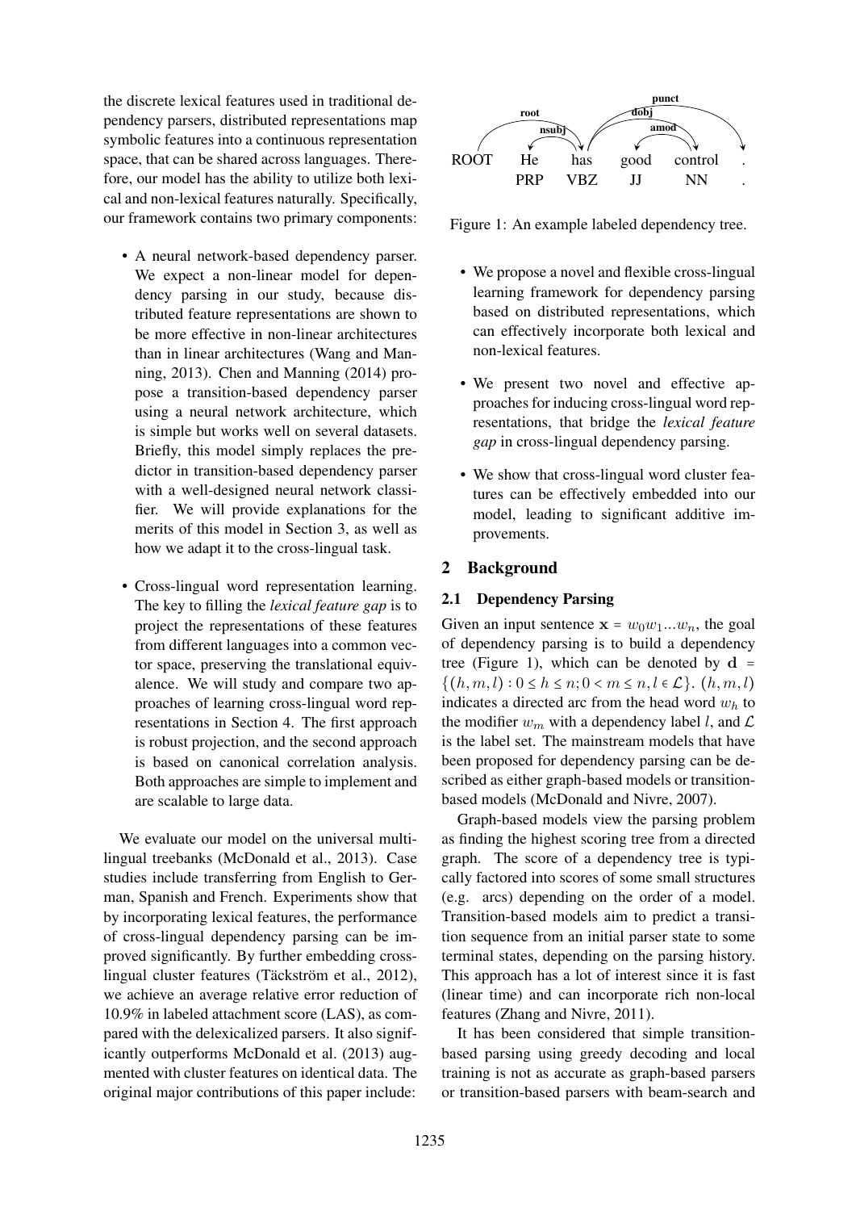the discrete lexical features used in traditional dependency parsers, distributed representations map symbolic features into a continuous representation space, that can be shared across languages. Therefore, our model has the ability to utilize both lexical and non-lexical features naturally. Specifically, our framework contains two primary components:

- A neural network-based dependency parser. We expect a non-linear model for dependency parsing in our study, because distributed feature representations are shown to be more effective in non-linear architectures than in linear architectures (Wang and Manning, 2013). Chen and Manning (2014) propose a transition-based dependency parser using a neural network architecture, which is simple but works well on several datasets. Briefly, this model simply replaces the predictor in transition-based dependency parser with a well-designed neural network classifier. We will provide explanations for the merits of this model in Section 3, as well as how we adapt it to the cross-lingual task.
- Cross-lingual word representation learning. The key to filling the *lexical feature gap* is to project the representations of these features from different languages into a common vector space, preserving the translational equivalence. We will study and compare two approaches of learning cross-lingual word representations in Section 4. The first approach is robust projection, and the second approach is based on canonical correlation analysis. Both approaches are simple to implement and are scalable to large data.

We evaluate our model on the universal multilingual treebanks (McDonald et al., 2013). Case studies include transferring from English to German, Spanish and French. Experiments show that by incorporating lexical features, the performance of cross-lingual dependency parsing can be improved significantly. By further embedding cross-lingual cluster features (Täckström et al., 2012), we achieve an average relative error reduction of 10.9% in labeled attachment score (LAS), as compared with the delexicalized parsers. It also significantly outperforms McDonald et al. (2013) augmented with cluster features on identical data. The original major contributions of this paper include:

| ROOT | He | has | good | control | . |
|---|---|---|---|---|---|
| | PRP | VBZ | JJ | NN | . |

Arcs: root (ROOT → has), nsubj (has → He), dobj (has → control), amod (control → good), punct (has → .)

Figure 1: An example labeled dependency tree.

- We propose a novel and flexible cross-lingual learning framework for dependency parsing based on distributed representations, which can effectively incorporate both lexical and non-lexical features.
- We present two novel and effective approaches for inducing cross-lingual word representations, that bridge the *lexical feature gap* in cross-lingual dependency parsing.
- We show that cross-lingual word cluster features can be effectively embedded into our model, leading to significant additive improvements.

## 2 Background

### 2.1 Dependency Parsing

Given an input sentence $\mathbf{x} = w_0 w_1 ... w_n$, the goal of dependency parsing is to build a dependency tree (Figure 1), which can be denoted by $\mathbf{d} = \{(h, m, l) : 0 \le h \le n; 0 < m \le n, l \in \mathcal{L}\}$. $(h, m, l)$ indicates a directed arc from the head word $w_h$ to the modifier $w_m$ with a dependency label $l$, and $\mathcal{L}$ is the label set. The mainstream models that have been proposed for dependency parsing can be described as either graph-based models or transition-based models (McDonald and Nivre, 2007).

Graph-based models view the parsing problem as finding the highest scoring tree from a directed graph. The score of a dependency tree is typically factored into scores of some small structures (e.g. arcs) depending on the order of a model. Transition-based models aim to predict a transition sequence from an initial parser state to some terminal states, depending on the parsing history. This approach has a lot of interest since it is fast (linear time) and can incorporate rich non-local features (Zhang and Nivre, 2011).

It has been considered that simple transition-based parsing using greedy decoding and local training is not as accurate as graph-based parsers or transition-based parsers with beam-search and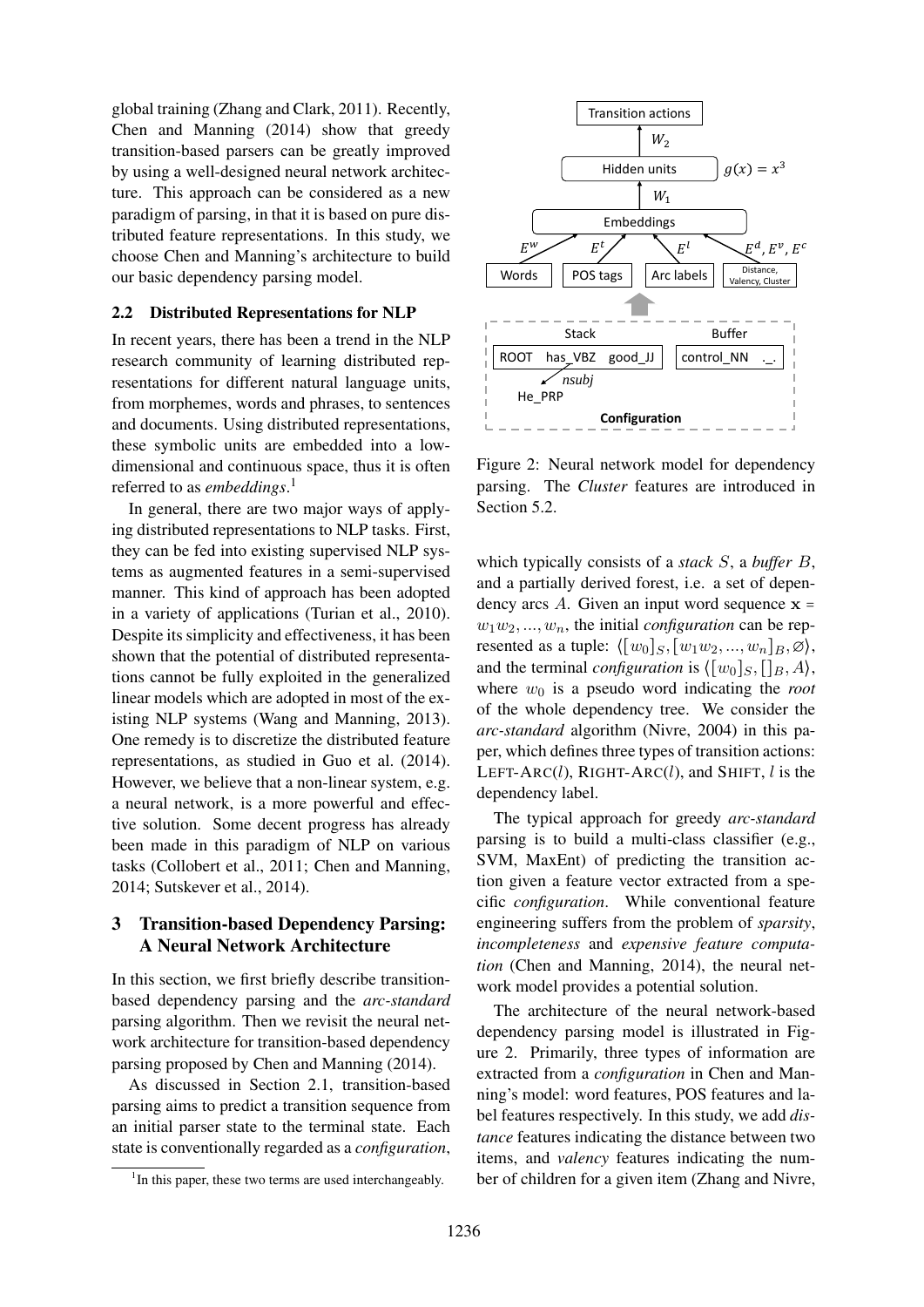global training (Zhang and Clark, 2011). Recently, Chen and Manning (2014) show that greedy transition-based parsers can be greatly improved by using a well-designed neural network architecture. This approach can be considered as a new paradigm of parsing, in that it is based on pure distributed feature representations. In this study, we choose Chen and Manning's architecture to build our basic dependency parsing model.

## 2.2 Distributed Representations for NLP

In recent years, there has been a trend in the NLP research community of learning distributed representations for different natural language units, from morphemes, words and phrases, to sentences and documents. Using distributed representations, these symbolic units are embedded into a low-dimensional and continuous space, thus it is often referred to as *embeddings*.[1]

In general, there are two major ways of applying distributed representations to NLP tasks. First, they can be fed into existing supervised NLP systems as augmented features in a semi-supervised manner. This kind of approach has been adopted in a variety of applications (Turian et al., 2010). Despite its simplicity and effectiveness, it has been shown that the potential of distributed representations cannot be fully exploited in the generalized linear models which are adopted in most of the existing NLP systems (Wang and Manning, 2013). One remedy is to discretize the distributed feature representations, as studied in Guo et al. (2014). However, we believe that a non-linear system, e.g. a neural network, is a more powerful and effective solution. Some decent progress has already been made in this paradigm of NLP on various tasks (Collobert et al., 2011; Chen and Manning, 2014; Sutskever et al., 2014).

# 3 Transition-based Dependency Parsing: A Neural Network Architecture

In this section, we first briefly describe transition-based dependency parsing and the *arc-standard* parsing algorithm. Then we revisit the neural network architecture for transition-based dependency parsing proposed by Chen and Manning (2014).

As discussed in Section 2.1, transition-based parsing aims to predict a transition sequence from an initial parser state to the terminal state. Each state is conventionally regarded as a *configuration*, which typically consists of a *stack* $S$, a *buffer* $B$, and a partially derived forest, i.e. a set of dependency arcs $A$. Given an input word sequence $\mathbf{x} = w_1 w_2, ..., w_n$, the initial *configuration* can be represented as a tuple: $\langle [w_0]_S, [w_1 w_2, ..., w_n]_B, \varnothing \rangle$, and the terminal *configuration* is $\langle [w_0]_S, []_B, A \rangle$, where $w_0$ is a pseudo word indicating the *root* of the whole dependency tree. We consider the *arc-standard* algorithm (Nivre, 2004) in this paper, which defines three types of transition actions: LEFT-ARC($l$), RIGHT-ARC($l$), and SHIFT, $l$ is the dependency label.

Figure 2: Neural network model for dependency parsing. The *Cluster* features are introduced in Section 5.2.

The typical approach for greedy *arc-standard* parsing is to build a multi-class classifier (e.g., SVM, MaxEnt) of predicting the transition action given a feature vector extracted from a specific *configuration*. While conventional feature engineering suffers from the problem of *sparsity*, *incompleteness* and *expensive feature computation* (Chen and Manning, 2014), the neural network model provides a potential solution.

The architecture of the neural network-based dependency parsing model is illustrated in Figure 2. Primarily, three types of information are extracted from a *configuration* in Chen and Manning's model: word features, POS features and label features respectively. In this study, we add *distance* features indicating the distance between two items, and *valency* features indicating the number of children for a given item (Zhang and Nivre,

[1] In this paper, these two terms are used interchangeably.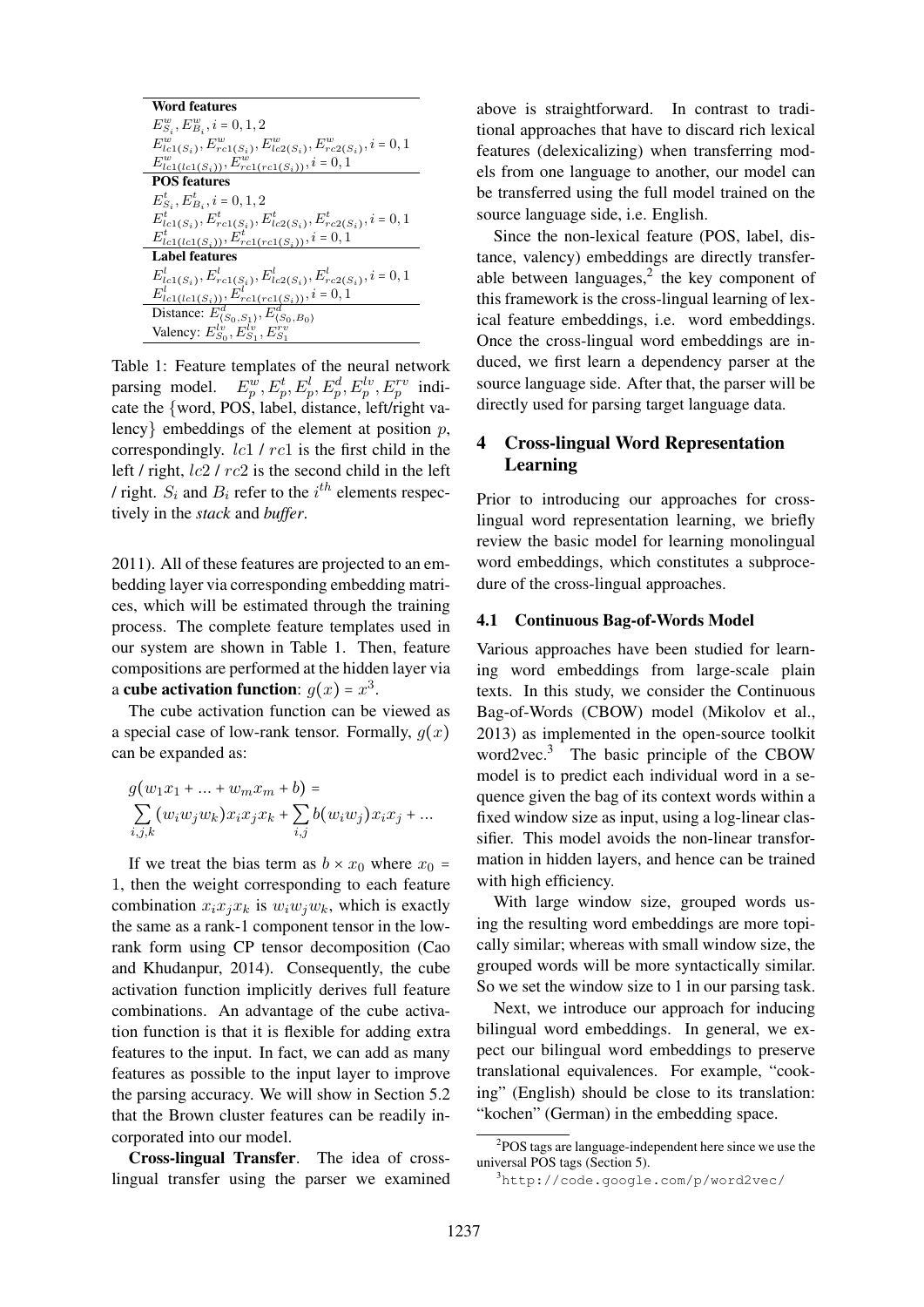| **Word features** |
|---|
| $E^w_{S_i}, E^w_{B_i}, i = 0, 1, 2$ |
| $E^w_{lc1(S_i)}, E^w_{rc1(S_i)}, E^w_{lc2(S_i)}, E^w_{rc2(S_i)}, i = 0, 1$ |
| $E^w_{lc1(lc1(S_i))}, E^w_{rc1(rc1(S_i))}, i = 0, 1$ |
| **POS features** |
| $E^t_{S_i}, E^t_{B_i}, i = 0, 1, 2$ |
| $E^t_{lc1(S_i)}, E^t_{rc1(S_i)}, E^t_{lc2(S_i)}, E^t_{rc2(S_i)}, i = 0, 1$ |
| $E^t_{lc1(lc1(S_i))}, E^t_{rc1(rc1(S_i))}, i = 0, 1$ |
| **Label features** |
| $E^l_{lc1(S_i)}, E^l_{rc1(S_i)}, E^l_{lc2(S_i)}, E^l_{rc2(S_i)}, i = 0, 1$ |
| $E^l_{lc1(lc1(S_i))}, E^l_{rc1(rc1(S_i))}, i = 0, 1$ |
| Distance: $E^d_{\langle S_0, S_1 \rangle}, E^d_{\langle S_0, B_0 \rangle}$ |
| Valency: $E^{lv}_{S_0}, E^{lv}_{S_1}, E^{rv}_{S_1}$ |

Table 1: Feature templates of the neural network parsing model. $E^w_p, E^t_p, E^l_p, E^d_p, E^{lv}_p, E^{rv}_p$ indicate the {word, POS, label, distance, left/right valency} embeddings of the element at position $p$, correspondingly. $lc1$ / $rc1$ is the first child in the left / right, $lc2$ / $rc2$ is the second child in the left / right. $S_i$ and $B_i$ refer to the $i^{th}$ elements respectively in the *stack* and *buffer*.

2011). All of these features are projected to an embedding layer via corresponding embedding matrices, which will be estimated through the training process. The complete feature templates used in our system are shown in Table 1. Then, feature compositions are performed at the hidden layer via a **cube activation function**: $g(x) = x^3$.

The cube activation function can be viewed as a special case of low-rank tensor. Formally, $g(x)$ can be expanded as:

$$g(w_1 x_1 + ... + w_m x_m + b) = \sum_{i,j,k} (w_i w_j w_k) x_i x_j x_k + \sum_{i,j} b(w_i w_j) x_i x_j + ...$$

If we treat the bias term as $b \times x_0$ where $x_0 = 1$, then the weight corresponding to each feature combination $x_i x_j x_k$ is $w_i w_j w_k$, which is exactly the same as a rank-1 component tensor in the low-rank form using CP tensor decomposition (Cao and Khudanpur, 2014). Consequently, the cube activation function implicitly derives full feature combinations. An advantage of the cube activation function is that it is flexible for adding extra features to the input. In fact, we can add as many features as possible to the input layer to improve the parsing accuracy. We will show in Section 5.2 that the Brown cluster features can be readily incorporated into our model.

**Cross-lingual Transfer**. The idea of cross-lingual transfer using the parser we examined above is straightforward. In contrast to traditional approaches that have to discard rich lexical features (delexicalizing) when transferring models from one language to another, our model can be transferred using the full model trained on the source language side, i.e. English.

Since the non-lexical feature (POS, label, distance, valency) embeddings are directly transferable between languages,[2] the key component of this framework is the cross-lingual learning of lexical feature embeddings, i.e. word embeddings. Once the cross-lingual word embeddings are induced, we first learn a dependency parser at the source language side. After that, the parser will be directly used for parsing target language data.

## 4 Cross-lingual Word Representation Learning

Prior to introducing our approaches for cross-lingual word representation learning, we briefly review the basic model for learning monolingual word embeddings, which constitutes a subprocedure of the cross-lingual approaches.

### 4.1 Continuous Bag-of-Words Model

Various approaches have been studied for learning word embeddings from large-scale plain texts. In this study, we consider the Continuous Bag-of-Words (CBOW) model (Mikolov et al., 2013) as implemented in the open-source toolkit word2vec.[3] The basic principle of the CBOW model is to predict each individual word in a sequence given the bag of its context words within a fixed window size as input, using a log-linear classifier. This model avoids the non-linear transformation in hidden layers, and hence can be trained with high efficiency.

With large window size, grouped words using the resulting word embeddings are more topically similar; whereas with small window size, the grouped words will be more syntactically similar. So we set the window size to 1 in our parsing task.

Next, we introduce our approach for inducing bilingual word embeddings. In general, we expect our bilingual word embeddings to preserve translational equivalences. For example, "cooking" (English) should be close to its translation: "kochen" (German) in the embedding space.

[2] POS tags are language-independent here since we use the universal POS tags (Section 5).

[3] http://code.google.com/p/word2vec/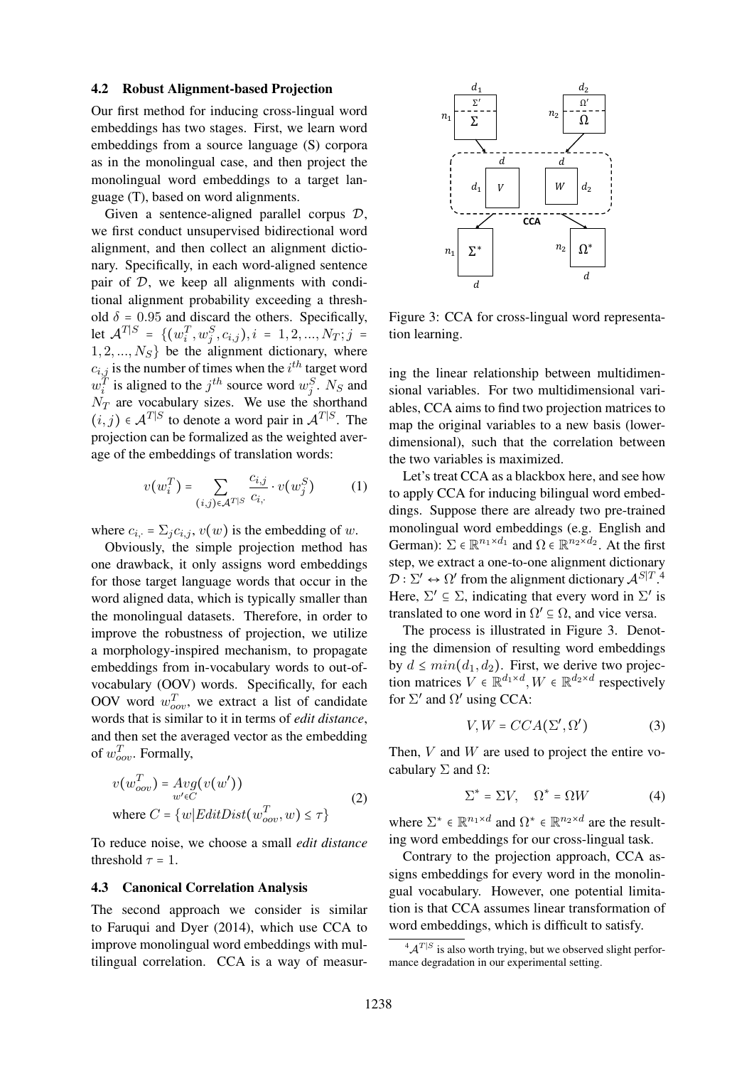### 4.2 Robust Alignment-based Projection

Our first method for inducing cross-lingual word embeddings has two stages. First, we learn word embeddings from a source language (S) corpora as in the monolingual case, and then project the monolingual word embeddings to a target language (T), based on word alignments.

Given a sentence-aligned parallel corpus $\mathcal{D}$, we first conduct unsupervised bidirectional word alignment, and then collect an alignment dictionary. Specifically, in each word-aligned sentence pair of $\mathcal{D}$, we keep all alignments with conditional alignment probability exceeding a threshold $\delta = 0.95$ and discard the others. Specifically, let $\mathcal{A}^{T|S} = \{(w_i^T, w_j^S, c_{i,j}), i = 1,2,...,N_T; j = 1,2,...,N_S\}$ be the alignment dictionary, where $c_{i,j}$ is the number of times when the $i^{th}$ target word $w_i^T$ is aligned to the $j^{th}$ source word $w_j^S$. $N_S$ and $N_T$ are vocabulary sizes. We use the shorthand $(i,j) \in \mathcal{A}^{T|S}$ to denote a word pair in $\mathcal{A}^{T|S}$. The projection can be formalized as the weighted average of the embeddings of translation words:

$$v(w_i^T) = \sum_{(i,j)\in\mathcal{A}^{T|S}} \frac{c_{i,j}}{c_{i,\cdot}} \cdot v(w_j^S) \tag{1}$$

where $c_{i,\cdot} = \Sigma_j c_{i,j}$, $v(w)$ is the embedding of $w$.

Obviously, the simple projection method has one drawback, it only assigns word embeddings for those target language words that occur in the word aligned data, which is typically smaller than the monolingual datasets. Therefore, in order to improve the robustness of projection, we utilize a morphology-inspired mechanism, to propagate embeddings from in-vocabulary words to out-of-vocabulary (OOV) words. Specifically, for each OOV word $w_{oov}^T$, we extract a list of candidate words that is similar to it in terms of *edit distance*, and then set the averaged vector as the embedding of $w_{oov}^T$. Formally,

$$\begin{aligned} v(w_{oov}^T) &= \underset{w' \in C}{Avg}(v(w')) \\ \text{where } C &= \{w | EditDist(w_{oov}^T, w) \le \tau\} \end{aligned} \tag{2}$$

To reduce noise, we choose a small *edit distance* threshold $\tau = 1$.

### 4.3 Canonical Correlation Analysis

The second approach we consider is similar to Faruqui and Dyer (2014), which use CCA to improve monolingual word embeddings with multilingual correlation. CCA is a way of measuring the linear relationship between multidimensional variables. For two multidimensional variables, CCA aims to find two projection matrices to map the original variables to a new basis (lower-dimensional), such that the correlation between the two variables is maximized.

Figure 3: CCA for cross-lingual word representation learning.

Let's treat CCA as a blackbox here, and see how to apply CCA for inducing bilingual word embeddings. Suppose there are already two pre-trained monolingual word embeddings (e.g. English and German): $\Sigma \in \mathbb{R}^{n_1 \times d_1}$ and $\Omega \in \mathbb{R}^{n_2 \times d_2}$. At the first step, we extract a one-to-one alignment dictionary $\mathcal{D} : \Sigma' \leftrightarrow \Omega'$ from the alignment dictionary $\mathcal{A}^{S|T}$.[4] Here, $\Sigma' \subseteq \Sigma$, indicating that every word in $\Sigma'$ is translated to one word in $\Omega' \subseteq \Omega$, and vice versa.

The process is illustrated in Figure 3. Denoting the dimension of resulting word embeddings by $d \le min(d_1, d_2)$. First, we derive two projection matrices $V \in \mathbb{R}^{d_1 \times d}, W \in \mathbb{R}^{d_2 \times d}$ respectively for $\Sigma'$ and $\Omega'$ using CCA:

$$V, W = CCA(\Sigma', \Omega') \tag{3}$$

Then, $V$ and $W$ are used to project the entire vocabulary $\Sigma$ and $\Omega$:

$$\Sigma^* = \Sigma V, \quad \Omega^* = \Omega W \tag{4}$$

where $\Sigma^* \in \mathbb{R}^{n_1 \times d}$ and $\Omega^* \in \mathbb{R}^{n_2 \times d}$ are the resulting word embeddings for our cross-lingual task.

Contrary to the projection approach, CCA assigns embeddings for every word in the monolingual vocabulary. However, one potential limitation is that CCA assumes linear transformation of word embeddings, which is difficult to satisfy.

[4] $\mathcal{A}^{T|S}$ is also worth trying, but we observed slight performance degradation in our experimental setting.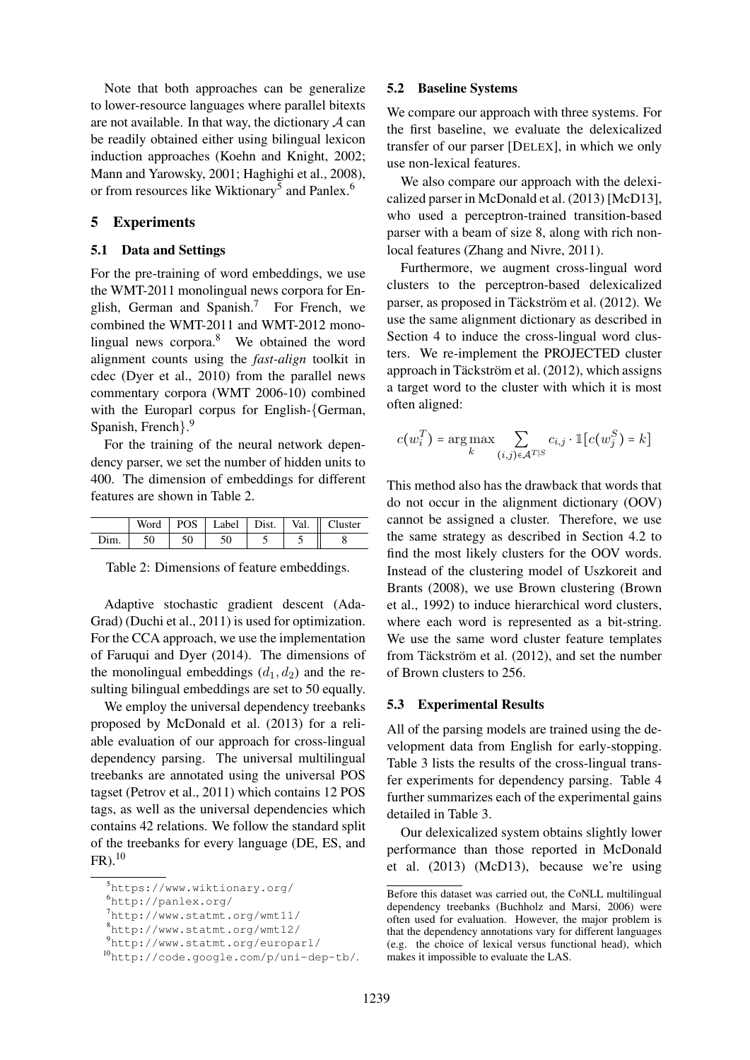Note that both approaches can be generalize to lower-resource languages where parallel bitexts are not available. In that way, the dictionary $\mathcal{A}$ can be readily obtained either using bilingual lexicon induction approaches (Koehn and Knight, 2002; Mann and Yarowsky, 2001; Haghighi et al., 2008), or from resources like Wiktionary[5] and Panlex.[6]

## 5 Experiments

### 5.1 Data and Settings

For the pre-training of word embeddings, we use the WMT-2011 monolingual news corpora for English, German and Spanish.[7] For French, we combined the WMT-2011 and WMT-2012 monolingual news corpora.[8] We obtained the word alignment counts using the *fast-align* toolkit in cdec (Dyer et al., 2010) from the parallel news commentary corpora (WMT 2006-10) combined with the Europarl corpus for English-{German, Spanish, French}.[9]

For the training of the neural network dependency parser, we set the number of hidden units to 400. The dimension of embeddings for different features are shown in Table 2.

| | Word | POS | Label | Dist. | Val. | Cluster |
|---|---|---|---|---|---|---|
| Dim. | 50 | 50 | 50 | 5 | 5 | 8 |

Table 2: Dimensions of feature embeddings.

Adaptive stochastic gradient descent (AdaGrad) (Duchi et al., 2011) is used for optimization. For the CCA approach, we use the implementation of Faruqui and Dyer (2014). The dimensions of the monolingual embeddings ($d_1, d_2$) and the resulting bilingual embeddings are set to 50 equally.

We employ the universal dependency treebanks proposed by McDonald et al. (2013) for a reliable evaluation of our approach for cross-lingual dependency parsing. The universal multilingual treebanks are annotated using the universal POS tagset (Petrov et al., 2011) which contains 12 POS tags, as well as the universal dependencies which contains 42 relations. We follow the standard split of the treebanks for every language (DE, ES, and FR).[10]

[5] https://www.wiktionary.org/

[6] http://panlex.org/

[7] http://www.statmt.org/wmt11/

[8] http://www.statmt.org/wmt12/

[9] http://www.statmt.org/europarl/

[10] http://code.google.com/p/uni-dep-tb/. Before this dataset was carried out, the CoNLL multilingual dependency treebanks (Buchholz and Marsi, 2006) were often used for evaluation. However, the major problem is that the dependency annotations vary for different languages (e.g. the choice of lexical versus functional head), which makes it impossible to evaluate the LAS.

### 5.2 Baseline Systems

We compare our approach with three systems. For the first baseline, we evaluate the delexicalized transfer of our parser [DELEX], in which we only use non-lexical features.

We also compare our approach with the delexicalized parser in McDonald et al. (2013) [McD13], who used a perceptron-trained transition-based parser with a beam of size 8, along with rich non-local features (Zhang and Nivre, 2011).

Furthermore, we augment cross-lingual word clusters to the perceptron-based delexicalized parser, as proposed in Täckström et al. (2012). We use the same alignment dictionary as described in Section 4 to induce the cross-lingual word clusters. We re-implement the PROJECTED cluster approach in Täckström et al. (2012), which assigns a target word to the cluster with which it is most often aligned:

$$c(w_i^T) = \arg\max_k \sum_{(i,j)\in\mathcal{A}^{T|S}} c_{i,j} \cdot \mathbb{1}[c(w_j^S) = k]$$

This method also has the drawback that words that do not occur in the alignment dictionary (OOV) cannot be assigned a cluster. Therefore, we use the same strategy as described in Section 4.2 to find the most likely clusters for the OOV words. Instead of the clustering model of Uszkoreit and Brants (2008), we use Brown clustering (Brown et al., 1992) to induce hierarchical word clusters, where each word is represented as a bit-string. We use the same word cluster feature templates from Täckström et al. (2012), and set the number of Brown clusters to 256.

### 5.3 Experimental Results

All of the parsing models are trained using the development data from English for early-stopping. Table 3 lists the results of the cross-lingual transfer experiments for dependency parsing. Table 4 further summarizes each of the experimental gains detailed in Table 3.

Our delexicalized system obtains slightly lower performance than those reported in McDonald et al. (2013) (McD13), because we're using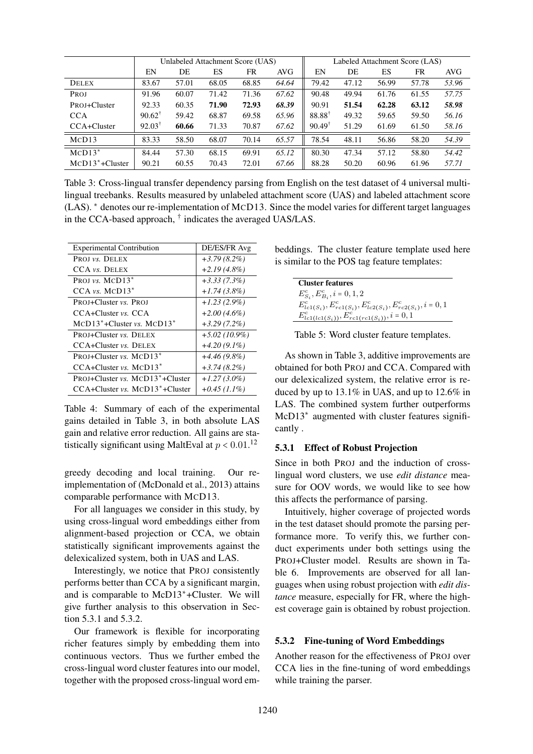|  | Unlabeled Attachment Score (UAS) | | | | | Labeled Attachment Score (LAS) | | | | |
|---|---|---|---|---|---|---|---|---|---|---|
|  | EN | DE | ES | FR | AVG | EN | DE | ES | FR | AVG |
| DELEX | 83.67 | 57.01 | 68.05 | 68.85 | *64.64* | 79.42 | 47.12 | 56.99 | 57.78 | *53.96* |
| PROJ | 91.96 | 60.07 | 71.42 | 71.36 | *67.62* | 90.48 | 49.94 | 61.76 | 61.55 | *57.75* |
| PROJ+Cluster | 92.33 | 60.35 | **71.90** | **72.93** | ***68.39*** | 90.91 | **51.54** | **62.28** | **63.12** | ***58.98*** |
| CCA | 90.62† | 59.42 | 68.87 | 69.58 | *65.96* | 88.88† | 49.32 | 59.65 | 59.50 | *56.16* |
| CCA+Cluster | 92.03† | **60.66** | 71.33 | 70.87 | *67.62* | 90.49† | 51.29 | 61.69 | 61.50 | *58.16* |
| MCD13 | 83.33 | 58.50 | 68.07 | 70.14 | *65.57* | 78.54 | 48.11 | 56.86 | 58.20 | *54.39* |
| MCD13* | 84.44 | 57.30 | 68.15 | 69.91 | *65.12* | 80.30 | 47.34 | 57.12 | 58.80 | *54.42* |
| MCD13*+Cluster | 90.21 | 60.55 | 70.43 | 72.01 | *67.66* | 88.28 | 50.20 | 60.96 | 61.96 | *57.71* |

Table 3: Cross-lingual transfer dependency parsing from English on the test dataset of 4 universal multilingual treebanks. Results measured by unlabeled attachment score (UAS) and labeled attachment score (LAS). * denotes our re-implementation of MCD13. Since the model varies for different target languages in the CCA-based approach, † indicates the averaged UAS/LAS.

| Experimental Contribution | DE/ES/FR Avg |
|---|---|
| PROJ *vs.* DELEX | *+3.79 (8.2%)* |
| CCA *vs.* DELEX | *+2.19 (4.8%)* |
| PROJ *vs.* MCD13* | *+3.33 (7.3%)* |
| CCA *vs.* MCD13* | *+1.74 (3.8%)* |
| PROJ+Cluster *vs.* PROJ | *+1.23 (2.9%)* |
| CCA+Cluster *vs.* CCA | *+2.00 (4.6%)* |
| MCD13*+Cluster *vs.* MCD13* | *+3.29 (7.2%)* |
| PROJ+Cluster *vs.* DELEX | *+5.02 (10.9%)* |
| CCA+Cluster *vs.* DELEX | *+4.20 (9.1%)* |
| PROJ+Cluster *vs.* MCD13* | *+4.46 (9.8%)* |
| CCA+Cluster *vs.* MCD13* | *+3.74 (8.2%)* |
| PROJ+Cluster *vs.* MCD13*+Cluster | *+1.27 (3.0%)* |
| CCA+Cluster *vs.* MCD13*+Cluster | *+0.45 (1.1%)* |

Table 4: Summary of each of the experimental gains detailed in Table 3, in both absolute LAS gain and relative error reduction. All gains are statistically significant using MaltEval at $p < 0.01$.[12]

greedy decoding and local training. Our re-implementation of (McDonald et al., 2013) attains comparable performance with MCD13.

For all languages we consider in this study, by using cross-lingual word embeddings either from alignment-based projection or CCA, we obtain statistically significant improvements against the delexicalized system, both in UAS and LAS.

Interestingly, we notice that PROJ consistently performs better than CCA by a significant margin, and is comparable to McD13*+Cluster. We will give further analysis to this observation in Section 5.3.1 and 5.3.2.

Our framework is flexible for incorporating richer features simply by embedding them into continuous vectors. Thus we further embed the cross-lingual word cluster features into our model, together with the proposed cross-lingual word embeddings. The cluster feature template used here is similar to the POS tag feature templates:

| **Cluster features** |
|---|
| $E^c_{S_i}, E^c_{B_i}, i = 0, 1, 2$ |
| $E^c_{lc1(S_i)}, E^c_{rc1(S_i)}, E^c_{lc2(S_i)}, E^c_{rc2(S_i)}, i = 0, 1$ |
| $E^c_{lc1(lc1(S_i))}, E^c_{rc1(rc1(S_i))}, i = 0, 1$ |

Table 5: Word cluster feature templates.

As shown in Table 3, additive improvements are obtained for both PROJ and CCA. Compared with our delexicalized system, the relative error is reduced by up to 13.1% in UAS, and up to 12.6% in LAS. The combined system further outperforms McD13* augmented with cluster features significantly .

### 5.3.1 Effect of Robust Projection

Since in both PROJ and the induction of cross-lingual word clusters, we use *edit distance* measure for OOV words, we would like to see how this affects the performance of parsing.

Intuitively, higher coverage of projected words in the test dataset should promote the parsing performance more. To verify this, we further conduct experiments under both settings using the PROJ+Cluster model. Results are shown in Table 6. Improvements are observed for all languages when using robust projection with *edit distance* measure, especially for FR, where the highest coverage gain is obtained by robust projection.

### 5.3.2 Fine-tuning of Word Embeddings

Another reason for the effectiveness of PROJ over CCA lies in the fine-tuning of word embeddings while training the parser.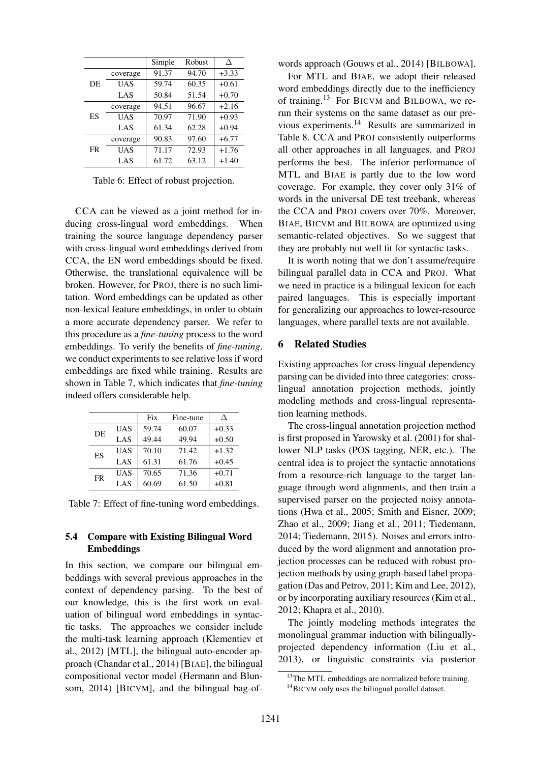| | | Simple | Robust | Δ |
|---|---|---|---|---|
| DE | coverage | 91.37 | 94.70 | +3.33 |
| | UAS | 59.74 | 60.35 | +0.61 |
| | LAS | 50.84 | 51.54 | +0.70 |
| ES | coverage | 94.51 | 96.67 | +2.16 |
| | UAS | 70.97 | 71.90 | +0.93 |
| | LAS | 61.34 | 62.28 | +0.94 |
| FR | coverage | 90.83 | 97.60 | +6.77 |
| | UAS | 71.17 | 72.93 | +1.76 |
| | LAS | 61.72 | 63.12 | +1.40 |

Table 6: Effect of robust projection.

CCA can be viewed as a joint method for inducing cross-lingual word embeddings. When training the source language dependency parser with cross-lingual word embeddings derived from CCA, the EN word embeddings should be fixed. Otherwise, the translational equivalence will be broken. However, for PROJ, there is no such limitation. Word embeddings can be updated as other non-lexical feature embeddings, in order to obtain a more accurate dependency parser. We refer to this procedure as a *fine-tuning* process to the word embeddings. To verify the benefits of *fine-tuning*, we conduct experiments to see relative loss if word embeddings are fixed while training. Results are shown in Table 7, which indicates that *fine-tuning* indeed offers considerable help.

| | | Fix | Fine-tune | Δ |
|---|---|---|---|---|
| DE | UAS | 59.74 | 60.07 | +0.33 |
| | LAS | 49.44 | 49.94 | +0.50 |
| ES | UAS | 70.10 | 71.42 | +1.32 |
| | LAS | 61.31 | 61.76 | +0.45 |
| FR | UAS | 70.65 | 71.36 | +0.71 |
| | LAS | 60.69 | 61.50 | +0.81 |

Table 7: Effect of fine-tuning word embeddings.

### 5.4 Compare with Existing Bilingual Word Embeddings

In this section, we compare our bilingual embeddings with several previous approaches in the context of dependency parsing. To the best of our knowledge, this is the first work on evaluation of bilingual word embeddings in syntactic tasks. The approaches we consider include the multi-task learning approach (Klementiev et al., 2012) [MTL], the bilingual auto-encoder approach (Chandar et al., 2014) [BIAE], the bilingual compositional vector model (Hermann and Blunsom, 2014) [BICVM], and the bilingual bag-of-words approach (Gouws et al., 2014) [BILBOWA].

For MTL and BIAE, we adopt their released word embeddings directly due to the inefficiency of training.[13] For BICVM and BILBOWA, we rerun their systems on the same dataset as our previous experiments.[14] Results are summarized in Table 8. CCA and PROJ consistently outperforms all other approaches in all languages, and PROJ performs the best. The inferior performance of MTL and BIAE is partly due to the low word coverage. For example, they cover only 31% of words in the universal DE test treebank, whereas the CCA and PROJ covers over 70%. Moreover, BIAE, BICVM and BILBOWA are optimized using semantic-related objectives. So we suggest that they are probably not well fit for syntactic tasks.

It is worth noting that we don't assume/require bilingual parallel data in CCA and PROJ. What we need in practice is a bilingual lexicon for each paired languages. This is especially important for generalizing our approaches to lower-resource languages, where parallel texts are not available.

## 6 Related Studies

Existing approaches for cross-lingual dependency parsing can be divided into three categories: cross-lingual annotation projection methods, jointly modeling methods and cross-lingual representation learning methods.

The cross-lingual annotation projection method is first proposed in Yarowsky et al. (2001) for shallower NLP tasks (POS tagging, NER, etc.). The central idea is to project the syntactic annotations from a resource-rich language to the target language through word alignments, and then train a supervised parser on the projected noisy annotations (Hwa et al., 2005; Smith and Eisner, 2009; Zhao et al., 2009; Jiang et al., 2011; Tiedemann, 2014; Tiedemann, 2015). Noises and errors introduced by the word alignment and annotation projection processes can be reduced with robust projection methods by using graph-based label propagation (Das and Petrov, 2011; Kim and Lee, 2012), or by incorporating auxiliary resources (Kim et al., 2012; Khapra et al., 2010).

The jointly modeling methods integrates the monolingual grammar induction with bilingually-projected dependency information (Liu et al., 2013), or linguistic constraints via posterior

[13] The MTL embeddings are normalized before training.

[14] BICVM only uses the bilingual parallel dataset.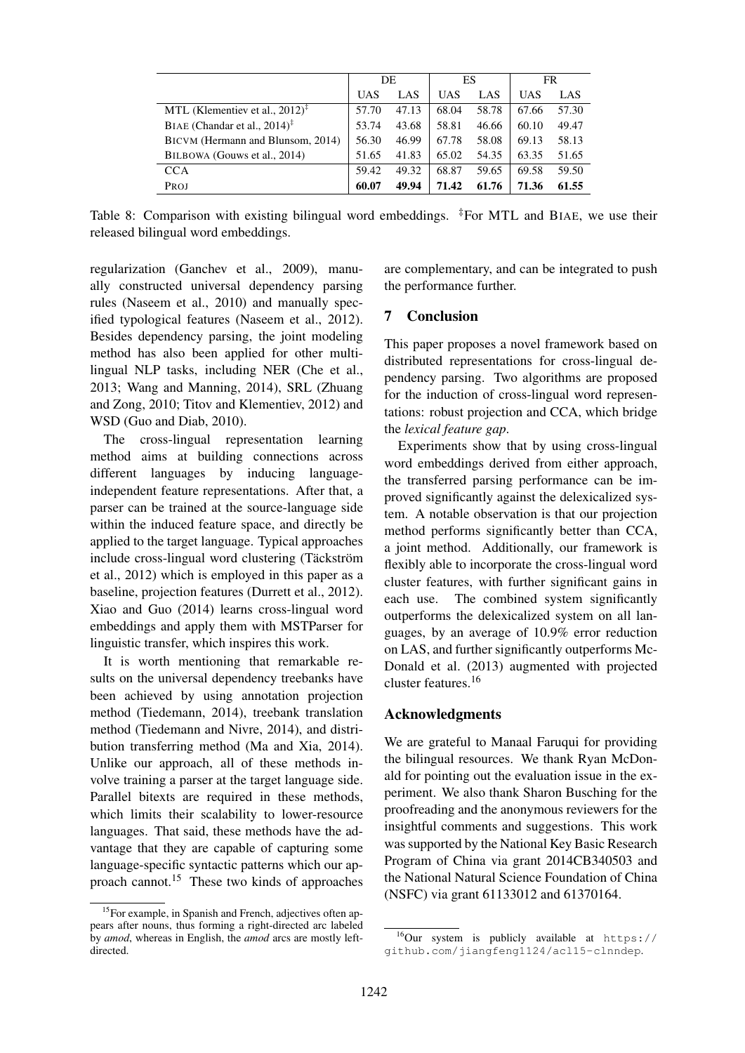| | DE | | ES | | FR | |
|---|---|---|---|---|---|---|
| | UAS | LAS | UAS | LAS | UAS | LAS |
| MTL (Klementiev et al., 2012)[‡] | 57.70 | 47.13 | 68.04 | 58.78 | 67.66 | 57.30 |
| BIAE (Chandar et al., 2014)[‡] | 53.74 | 43.68 | 58.81 | 46.66 | 60.10 | 49.47 |
| BICVM (Hermann and Blunsom, 2014) | 56.30 | 46.99 | 67.78 | 58.08 | 69.13 | 58.13 |
| BILBOWA (Gouws et al., 2014) | 51.65 | 41.83 | 65.02 | 54.35 | 63.35 | 51.65 |
| CCA | 59.42 | 49.32 | 68.87 | 59.65 | 69.58 | 59.50 |
| PROJ | **60.07** | **49.94** | **71.42** | **61.76** | **71.36** | **61.55** |

Table 8: Comparison with existing bilingual word embeddings. [‡]For MTL and BIAE, we use their released bilingual word embeddings.

regularization (Ganchev et al., 2009), manually constructed universal dependency parsing rules (Naseem et al., 2010) and manually specified typological features (Naseem et al., 2012). Besides dependency parsing, the joint modeling method has also been applied for other multilingual NLP tasks, including NER (Che et al., 2013; Wang and Manning, 2014), SRL (Zhuang and Zong, 2010; Titov and Klementiev, 2012) and WSD (Guo and Diab, 2010).

The cross-lingual representation learning method aims at building connections across different languages by inducing language-independent feature representations. After that, a parser can be trained at the source-language side within the induced feature space, and directly be applied to the target language. Typical approaches include cross-lingual word clustering (Täckström et al., 2012) which is employed in this paper as a baseline, projection features (Durrett et al., 2012). Xiao and Guo (2014) learns cross-lingual word embeddings and apply them with MSTParser for linguistic transfer, which inspires this work.

It is worth mentioning that remarkable results on the universal dependency treebanks have been achieved by using annotation projection method (Tiedemann, 2014), treebank translation method (Tiedemann and Nivre, 2014), and distribution transferring method (Ma and Xia, 2014). Unlike our approach, all of these methods involve training a parser at the target language side. Parallel bitexts are required in these methods, which limits their scalability to lower-resource languages. That said, these methods have the advantage that they are capable of capturing some language-specific syntactic patterns which our approach cannot.[15] These two kinds of approaches are complementary, and can be integrated to push the performance further.

## 7 Conclusion

This paper proposes a novel framework based on distributed representations for cross-lingual dependency parsing. Two algorithms are proposed for the induction of cross-lingual word representations: robust projection and CCA, which bridge the *lexical feature gap*.

Experiments show that by using cross-lingual word embeddings derived from either approach, the transferred parsing performance can be improved significantly against the delexicalized system. A notable observation is that our projection method performs significantly better than CCA, a joint method. Additionally, our framework is flexibly able to incorporate the cross-lingual word cluster features, with further significant gains in each use. The combined system significantly outperforms the delexicalized system on all languages, by an average of 10.9% error reduction on LAS, and further significantly outperforms McDonald et al. (2013) augmented with projected cluster features.[16]

## Acknowledgments

We are grateful to Manaal Faruqui for providing the bilingual resources. We thank Ryan McDonald for pointing out the evaluation issue in the experiment. We also thank Sharon Busching for the proofreading and the anonymous reviewers for the insightful comments and suggestions. This work was supported by the National Key Basic Research Program of China via grant 2014CB340503 and the National Natural Science Foundation of China (NSFC) via grant 61133012 and 61370164.

[15]For example, in Spanish and French, adjectives often appears after nouns, thus forming a right-directed arc labeled by *amod*, whereas in English, the *amod* arcs are mostly left-directed.

[16]Our system is publicly available at `https://github.com/jiangfeng1124/acl15-clnndep`.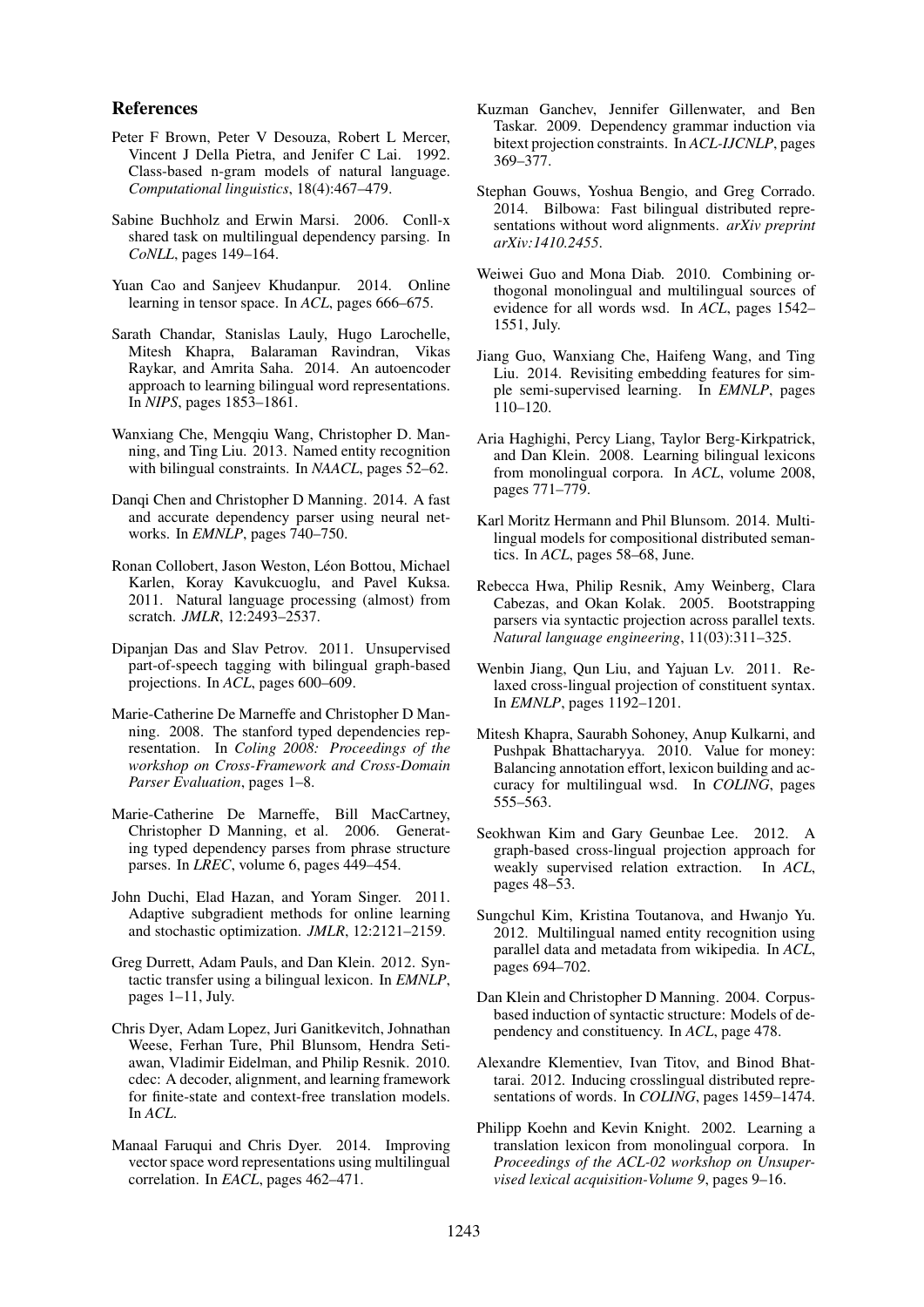## References

Peter F Brown, Peter V Desouza, Robert L Mercer, Vincent J Della Pietra, and Jenifer C Lai. 1992. Class-based n-gram models of natural language. *Computational linguistics*, 18(4):467–479.

Sabine Buchholz and Erwin Marsi. 2006. Conll-x shared task on multilingual dependency parsing. In *CoNLL*, pages 149–164.

Yuan Cao and Sanjeev Khudanpur. 2014. Online learning in tensor space. In *ACL*, pages 666–675.

Sarath Chandar, Stanislas Lauly, Hugo Larochelle, Mitesh Khapra, Balaraman Ravindran, Vikas Raykar, and Amrita Saha. 2014. An autoencoder approach to learning bilingual word representations. In *NIPS*, pages 1853–1861.

Wanxiang Che, Mengqiu Wang, Christopher D. Manning, and Ting Liu. 2013. Named entity recognition with bilingual constraints. In *NAACL*, pages 52–62.

Danqi Chen and Christopher D Manning. 2014. A fast and accurate dependency parser using neural networks. In *EMNLP*, pages 740–750.

Ronan Collobert, Jason Weston, Léon Bottou, Michael Karlen, Koray Kavukcuoglu, and Pavel Kuksa. 2011. Natural language processing (almost) from scratch. *JMLR*, 12:2493–2537.

Dipanjan Das and Slav Petrov. 2011. Unsupervised part-of-speech tagging with bilingual graph-based projections. In *ACL*, pages 600–609.

Marie-Catherine De Marneffe and Christopher D Manning. 2008. The stanford typed dependencies representation. In *Coling 2008: Proceedings of the workshop on Cross-Framework and Cross-Domain Parser Evaluation*, pages 1–8.

Marie-Catherine De Marneffe, Bill MacCartney, Christopher D Manning, et al. 2006. Generating typed dependency parses from phrase structure parses. In *LREC*, volume 6, pages 449–454.

John Duchi, Elad Hazan, and Yoram Singer. 2011. Adaptive subgradient methods for online learning and stochastic optimization. *JMLR*, 12:2121–2159.

Greg Durrett, Adam Pauls, and Dan Klein. 2012. Syntactic transfer using a bilingual lexicon. In *EMNLP*, pages 1–11, July.

Chris Dyer, Adam Lopez, Juri Ganitkevitch, Johnathan Weese, Ferhan Ture, Phil Blunsom, Hendra Setiawan, Vladimir Eidelman, and Philip Resnik. 2010. cdec: A decoder, alignment, and learning framework for finite-state and context-free translation models. In *ACL*.

Manaal Faruqui and Chris Dyer. 2014. Improving vector space word representations using multilingual correlation. In *EACL*, pages 462–471.

Kuzman Ganchev, Jennifer Gillenwater, and Ben Taskar. 2009. Dependency grammar induction via bitext projection constraints. In *ACL-IJCNLP*, pages 369–377.

Stephan Gouws, Yoshua Bengio, and Greg Corrado. 2014. Bilbowa: Fast bilingual distributed representations without word alignments. *arXiv preprint arXiv:1410.2455*.

Weiwei Guo and Mona Diab. 2010. Combining orthogonal monolingual and multilingual sources of evidence for all words wsd. In *ACL*, pages 1542–1551, July.

Jiang Guo, Wanxiang Che, Haifeng Wang, and Ting Liu. 2014. Revisiting embedding features for simple semi-supervised learning. In *EMNLP*, pages 110–120.

Aria Haghighi, Percy Liang, Taylor Berg-Kirkpatrick, and Dan Klein. 2008. Learning bilingual lexicons from monolingual corpora. In *ACL*, volume 2008, pages 771–779.

Karl Moritz Hermann and Phil Blunsom. 2014. Multilingual models for compositional distributed semantics. In *ACL*, pages 58–68, June.

Rebecca Hwa, Philip Resnik, Amy Weinberg, Clara Cabezas, and Okan Kolak. 2005. Bootstrapping parsers via syntactic projection across parallel texts. *Natural language engineering*, 11(03):311–325.

Wenbin Jiang, Qun Liu, and Yajuan Lv. 2011. Relaxed cross-lingual projection of constituent syntax. In *EMNLP*, pages 1192–1201.

Mitesh Khapra, Saurabh Sohoney, Anup Kulkarni, and Pushpak Bhattacharyya. 2010. Value for money: Balancing annotation effort, lexicon building and accuracy for multilingual wsd. In *COLING*, pages 555–563.

Seokhwan Kim and Gary Geunbae Lee. 2012. A graph-based cross-lingual projection approach for weakly supervised relation extraction. In *ACL*, pages 48–53.

Sungchul Kim, Kristina Toutanova, and Hwanjo Yu. 2012. Multilingual named entity recognition using parallel data and metadata from wikipedia. In *ACL*, pages 694–702.

Dan Klein and Christopher D Manning. 2004. Corpus-based induction of syntactic structure: Models of dependency and constituency. In *ACL*, page 478.

Alexandre Klementiev, Ivan Titov, and Binod Bhattarai. 2012. Inducing crosslingual distributed representations of words. In *COLING*, pages 1459–1474.

Philipp Koehn and Kevin Knight. 2002. Learning a translation lexicon from monolingual corpora. In *Proceedings of the ACL-02 workshop on Unsupervised lexical acquisition-Volume 9*, pages 9–16.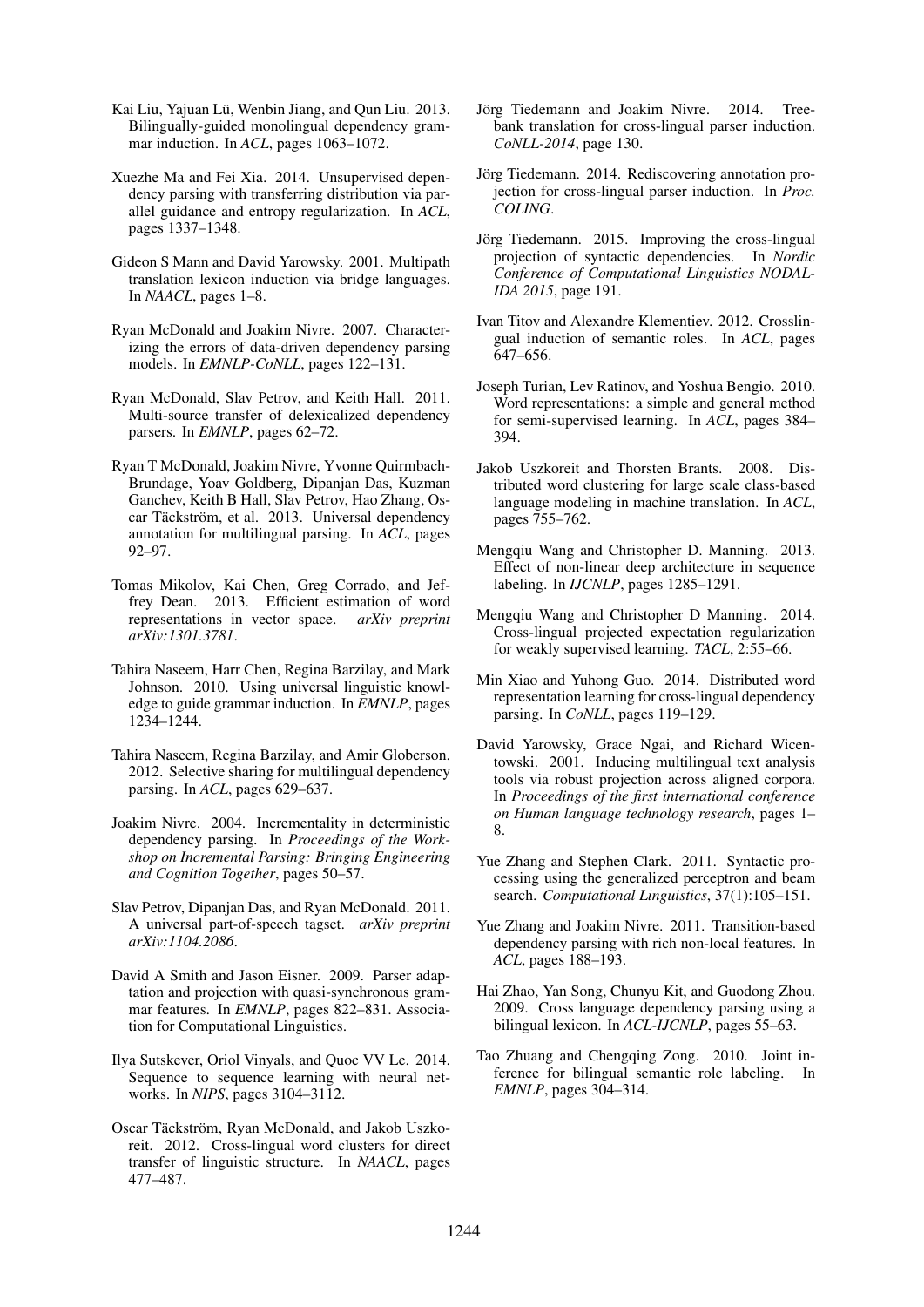Kai Liu, Yajuan Lü, Wenbin Jiang, and Qun Liu. 2013. Bilingually-guided monolingual dependency grammar induction. In *ACL*, pages 1063–1072.

Xuezhe Ma and Fei Xia. 2014. Unsupervised dependency parsing with transferring distribution via parallel guidance and entropy regularization. In *ACL*, pages 1337–1348.

Gideon S Mann and David Yarowsky. 2001. Multipath translation lexicon induction via bridge languages. In *NAACL*, pages 1–8.

Ryan McDonald and Joakim Nivre. 2007. Characterizing the errors of data-driven dependency parsing models. In *EMNLP-CoNLL*, pages 122–131.

Ryan McDonald, Slav Petrov, and Keith Hall. 2011. Multi-source transfer of delexicalized dependency parsers. In *EMNLP*, pages 62–72.

Ryan T McDonald, Joakim Nivre, Yvonne Quirmbach-Brundage, Yoav Goldberg, Dipanjan Das, Kuzman Ganchev, Keith B Hall, Slav Petrov, Hao Zhang, Oscar Täckström, et al. 2013. Universal dependency annotation for multilingual parsing. In *ACL*, pages 92–97.

Tomas Mikolov, Kai Chen, Greg Corrado, and Jeffrey Dean. 2013. Efficient estimation of word representations in vector space. *arXiv preprint arXiv:1301.3781*.

Tahira Naseem, Harr Chen, Regina Barzilay, and Mark Johnson. 2010. Using universal linguistic knowledge to guide grammar induction. In *EMNLP*, pages 1234–1244.

Tahira Naseem, Regina Barzilay, and Amir Globerson. 2012. Selective sharing for multilingual dependency parsing. In *ACL*, pages 629–637.

Joakim Nivre. 2004. Incrementality in deterministic dependency parsing. In *Proceedings of the Workshop on Incremental Parsing: Bringing Engineering and Cognition Together*, pages 50–57.

Slav Petrov, Dipanjan Das, and Ryan McDonald. 2011. A universal part-of-speech tagset. *arXiv preprint arXiv:1104.2086*.

David A Smith and Jason Eisner. 2009. Parser adaptation and projection with quasi-synchronous grammar features. In *EMNLP*, pages 822–831. Association for Computational Linguistics.

Ilya Sutskever, Oriol Vinyals, and Quoc VV Le. 2014. Sequence to sequence learning with neural networks. In *NIPS*, pages 3104–3112.

Oscar Täckström, Ryan McDonald, and Jakob Uszkoreit. 2012. Cross-lingual word clusters for direct transfer of linguistic structure. In *NAACL*, pages 477–487.

Jörg Tiedemann and Joakim Nivre. 2014. Treebank translation for cross-lingual parser induction. *CoNLL-2014*, page 130.

Jörg Tiedemann. 2014. Rediscovering annotation projection for cross-lingual parser induction. In *Proc. COLING*.

Jörg Tiedemann. 2015. Improving the cross-lingual projection of syntactic dependencies. In *Nordic Conference of Computational Linguistics NODALIDA 2015*, page 191.

Ivan Titov and Alexandre Klementiev. 2012. Crosslingual induction of semantic roles. In *ACL*, pages 647–656.

Joseph Turian, Lev Ratinov, and Yoshua Bengio. 2010. Word representations: a simple and general method for semi-supervised learning. In *ACL*, pages 384–394.

Jakob Uszkoreit and Thorsten Brants. 2008. Distributed word clustering for large scale class-based language modeling in machine translation. In *ACL*, pages 755–762.

Mengqiu Wang and Christopher D. Manning. 2013. Effect of non-linear deep architecture in sequence labeling. In *IJCNLP*, pages 1285–1291.

Mengqiu Wang and Christopher D Manning. 2014. Cross-lingual projected expectation regularization for weakly supervised learning. *TACL*, 2:55–66.

Min Xiao and Yuhong Guo. 2014. Distributed word representation learning for cross-lingual dependency parsing. In *CoNLL*, pages 119–129.

David Yarowsky, Grace Ngai, and Richard Wicentowski. 2001. Inducing multilingual text analysis tools via robust projection across aligned corpora. In *Proceedings of the first international conference on Human language technology research*, pages 1–8.

Yue Zhang and Stephen Clark. 2011. Syntactic processing using the generalized perceptron and beam search. *Computational Linguistics*, 37(1):105–151.

Yue Zhang and Joakim Nivre. 2011. Transition-based dependency parsing with rich non-local features. In *ACL*, pages 188–193.

Hai Zhao, Yan Song, Chunyu Kit, and Guodong Zhou. 2009. Cross language dependency parsing using a bilingual lexicon. In *ACL-IJCNLP*, pages 55–63.

Tao Zhuang and Chengqing Zong. 2010. Joint inference for bilingual semantic role labeling. In *EMNLP*, pages 304–314.